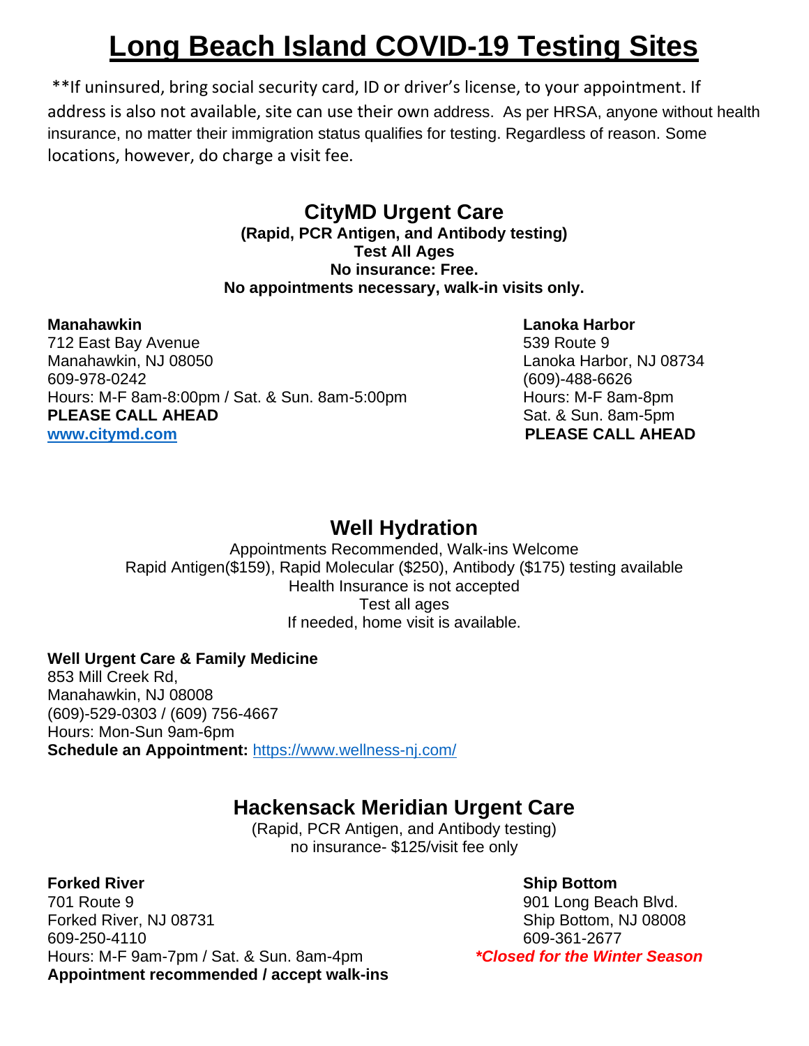# Long Beach Island COVID-19 Testing Sites

**If uninsured, bring social security card, ID or driver's license, to your appointment. If address is also not available, site can use their own address. As per HRSA, anyone without health insurance, no matter their immigration status qualifies for testing. Regardless of reason. Some locations, however, do charge a visit fee.

## CityMD Urgent Care

**(Rapid, PCR Antigen, and Antibody testing)**
**Test All Ages**
**No insurance: Free.**
**No appointments necessary, walk-in visits only.**

**Manahawkin**
712 East Bay Avenue
Manahawkin, NJ 08050
609-978-0242
Hours: M-F 8am-8:00pm / Sat. & Sun. 8am-5:00pm
**PLEASE CALL AHEAD**
**www.citymd.com**

**Lanoka Harbor**
539 Route 9
Lanoka Harbor, NJ 08734
(609)-488-6626
Hours: M-F 8am-8pm
Sat. & Sun. 8am-5pm
**PLEASE CALL AHEAD**

## Well Hydration

Appointments Recommended, Walk-ins Welcome
Rapid Antigen($159), Rapid Molecular ($250), Antibody ($175) testing available
Health Insurance is not accepted
Test all ages
If needed, home visit is available.

**Well Urgent Care & Family Medicine**
853 Mill Creek Rd,
Manahawkin, NJ 08008
(609)-529-0303 / (609) 756-4667
Hours: Mon-Sun 9am-6pm
**Schedule an Appointment:** https://www.wellness-nj.com/

## Hackensack Meridian Urgent Care

(Rapid, PCR Antigen, and Antibody testing)
no insurance- $125/visit fee only

**Forked River**
701 Route 9
Forked River, NJ 08731
609-250-4110
Hours: M-F 9am-7pm / Sat. & Sun. 8am-4pm
**Appointment recommended / accept walk-ins**

**Ship Bottom**
901 Long Beach Blvd.
Ship Bottom, NJ 08008
609-361-2677
***Closed for the Winter Season***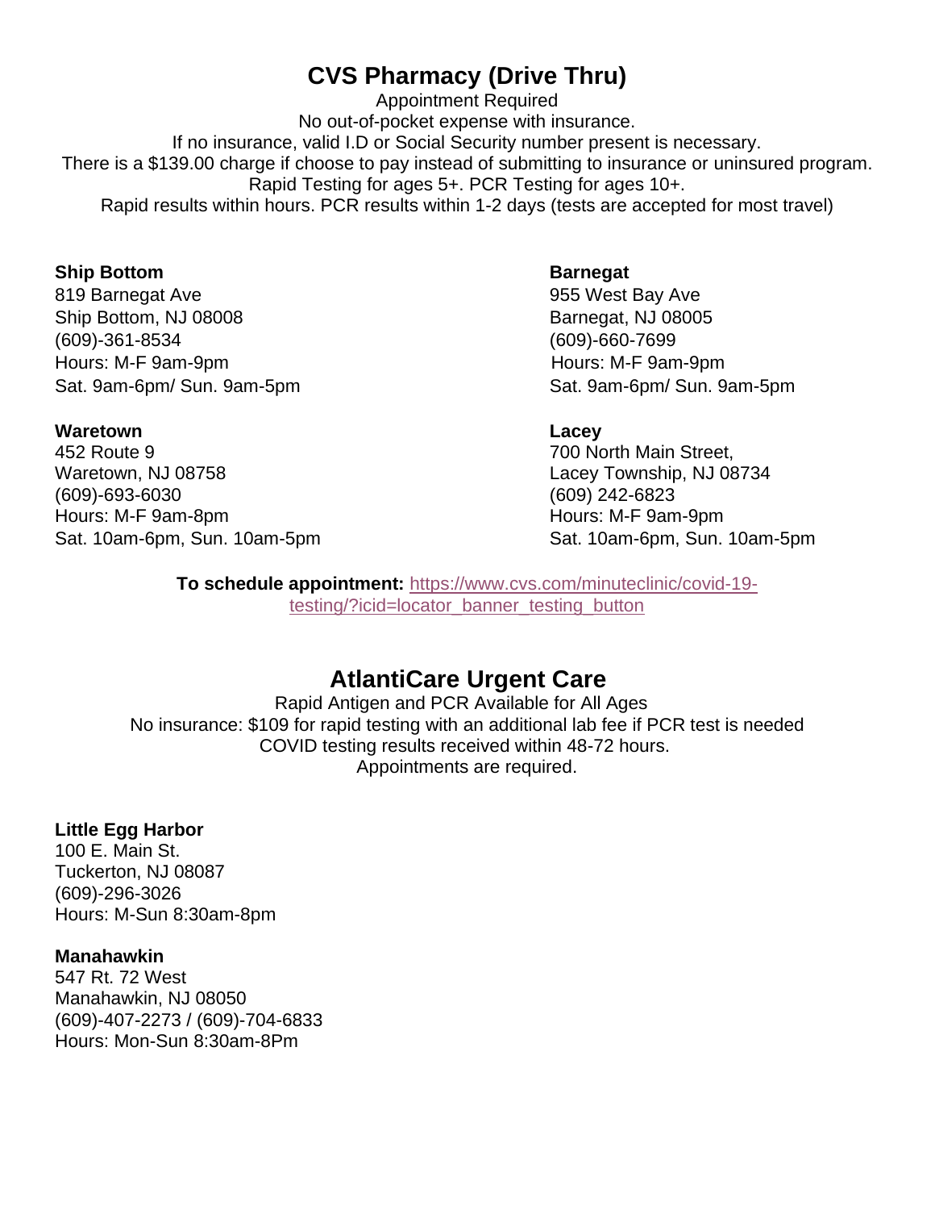## CVS Pharmacy (Drive Thru)

Appointment Required
No out-of-pocket expense with insurance.
If no insurance, valid I.D or Social Security number present is necessary.
There is a $139.00 charge if choose to pay instead of submitting to insurance or uninsured program.
Rapid Testing for ages 5+. PCR Testing for ages 10+.
Rapid results within hours. PCR results within 1-2 days (tests are accepted for most travel)

**Ship Bottom**
819 Barnegat Ave
Ship Bottom, NJ 08008
(609)-361-8534
Hours: M-F 9am-9pm
Sat. 9am-6pm/ Sun. 9am-5pm

**Barnegat**
955 West Bay Ave
Barnegat, NJ 08005
(609)-660-7699
Hours: M-F 9am-9pm
Sat. 9am-6pm/ Sun. 9am-5pm

**Waretown**
452 Route 9
Waretown, NJ 08758
(609)-693-6030
Hours: M-F 9am-8pm
Sat. 10am-6pm, Sun. 10am-5pm

**Lacey**
700 North Main Street,
Lacey Township, NJ 08734
(609) 242-6823
Hours: M-F 9am-9pm
Sat. 10am-6pm, Sun. 10am-5pm

**To schedule appointment:** https://www.cvs.com/minuteclinic/covid-19-testing/?icid=locator_banner_testing_button

## AtlantiCare Urgent Care

Rapid Antigen and PCR Available for All Ages
No insurance: $109 for rapid testing with an additional lab fee if PCR test is needed
COVID testing results received within 48-72 hours.
Appointments are required.

**Little Egg Harbor**
100 E. Main St.
Tuckerton, NJ 08087
(609)-296-3026
Hours: M-Sun 8:30am-8pm

**Manahawkin**
547 Rt. 72 West
Manahawkin, NJ 08050
(609)-407-2273 / (609)-704-6833
Hours: Mon-Sun 8:30am-8Pm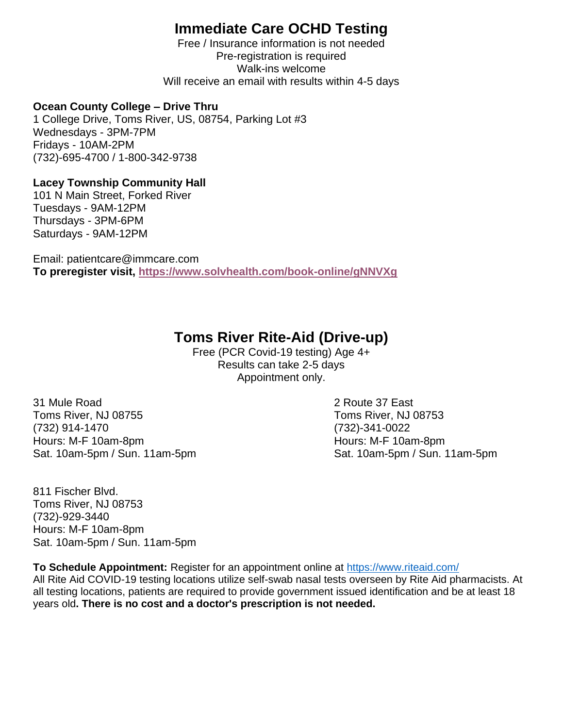# Immediate Care OCHD Testing

Free / Insurance information is not needed
Pre-registration is required
Walk-ins welcome
Will receive an email with results within 4-5 days

**Ocean County College – Drive Thru**
1 College Drive, Toms River, US, 08754, Parking Lot #3
Wednesdays - 3PM-7PM
Fridays - 10AM-2PM
(732)-695-4700 / 1-800-342-9738

**Lacey Township Community Hall**
101 N Main Street, Forked River
Tuesdays - 9AM-12PM
Thursdays - 3PM-6PM
Saturdays - 9AM-12PM

Email: patientcare@immcare.com
**To preregister visit, https://www.solvhealth.com/book-online/gNNVXg**

# Toms River Rite-Aid (Drive-up)

Free (PCR Covid-19 testing) Age 4+
Results can take 2-5 days
Appointment only.

31 Mule Road
Toms River, NJ 08755
(732) 914-1470
Hours: M-F 10am-8pm
Sat. 10am-5pm / Sun. 11am-5pm

2 Route 37 East
Toms River, NJ 08753
(732)-341-0022
Hours: M-F 10am-8pm
Sat. 10am-5pm / Sun. 11am-5pm

811 Fischer Blvd.
Toms River, NJ 08753
(732)-929-3440
Hours: M-F 10am-8pm
Sat. 10am-5pm / Sun. 11am-5pm

**To Schedule Appointment:** Register for an appointment online at https://www.riteaid.com/
All Rite Aid COVID-19 testing locations utilize self-swab nasal tests overseen by Rite Aid pharmacists. At all testing locations, patients are required to provide government issued identification and be at least 18 years old**. There is no cost and a doctor's prescription is not needed.**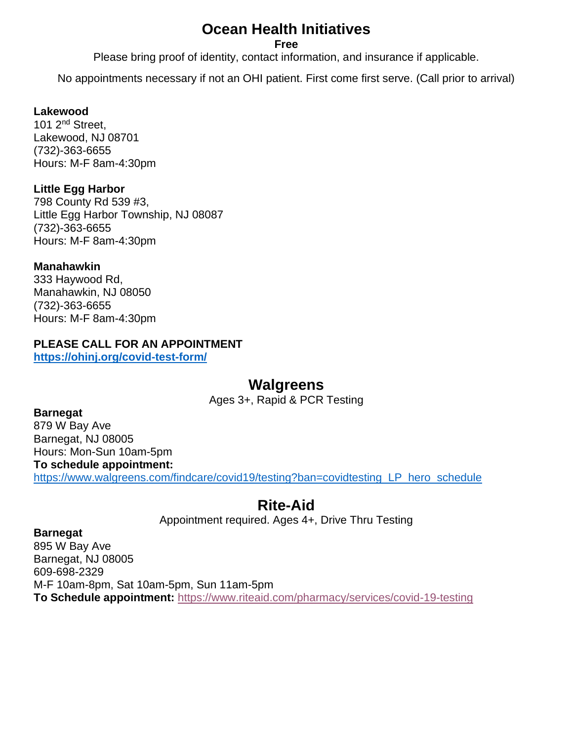# Ocean Health Initiatives

**Free**

Please bring proof of identity, contact information, and insurance if applicable.

No appointments necessary if not an OHI patient. First come first serve. (Call prior to arrival)

**Lakewood**
101 2nd Street,
Lakewood, NJ 08701
(732)-363-6655
Hours: M-F 8am-4:30pm

**Little Egg Harbor**
798 County Rd 539 #3,
Little Egg Harbor Township, NJ 08087
(732)-363-6655
Hours: M-F 8am-4:30pm

**Manahawkin**
333 Haywood Rd,
Manahawkin, NJ 08050
(732)-363-6655
Hours: M-F 8am-4:30pm

**PLEASE CALL FOR AN APPOINTMENT**
**https://ohinj.org/covid-test-form/**

# Walgreens

Ages 3+, Rapid & PCR Testing

**Barnegat**
879 W Bay Ave
Barnegat, NJ 08005
Hours: Mon-Sun 10am-5pm
**To schedule appointment:**
https://www.walgreens.com/findcare/covid19/testing?ban=covidtesting_LP_hero_schedule

# Rite-Aid

Appointment required. Ages 4+, Drive Thru Testing

**Barnegat**
895 W Bay Ave
Barnegat, NJ 08005
609-698-2329
M-F 10am-8pm, Sat 10am-5pm, Sun 11am-5pm
**To Schedule appointment:** https://www.riteaid.com/pharmacy/services/covid-19-testing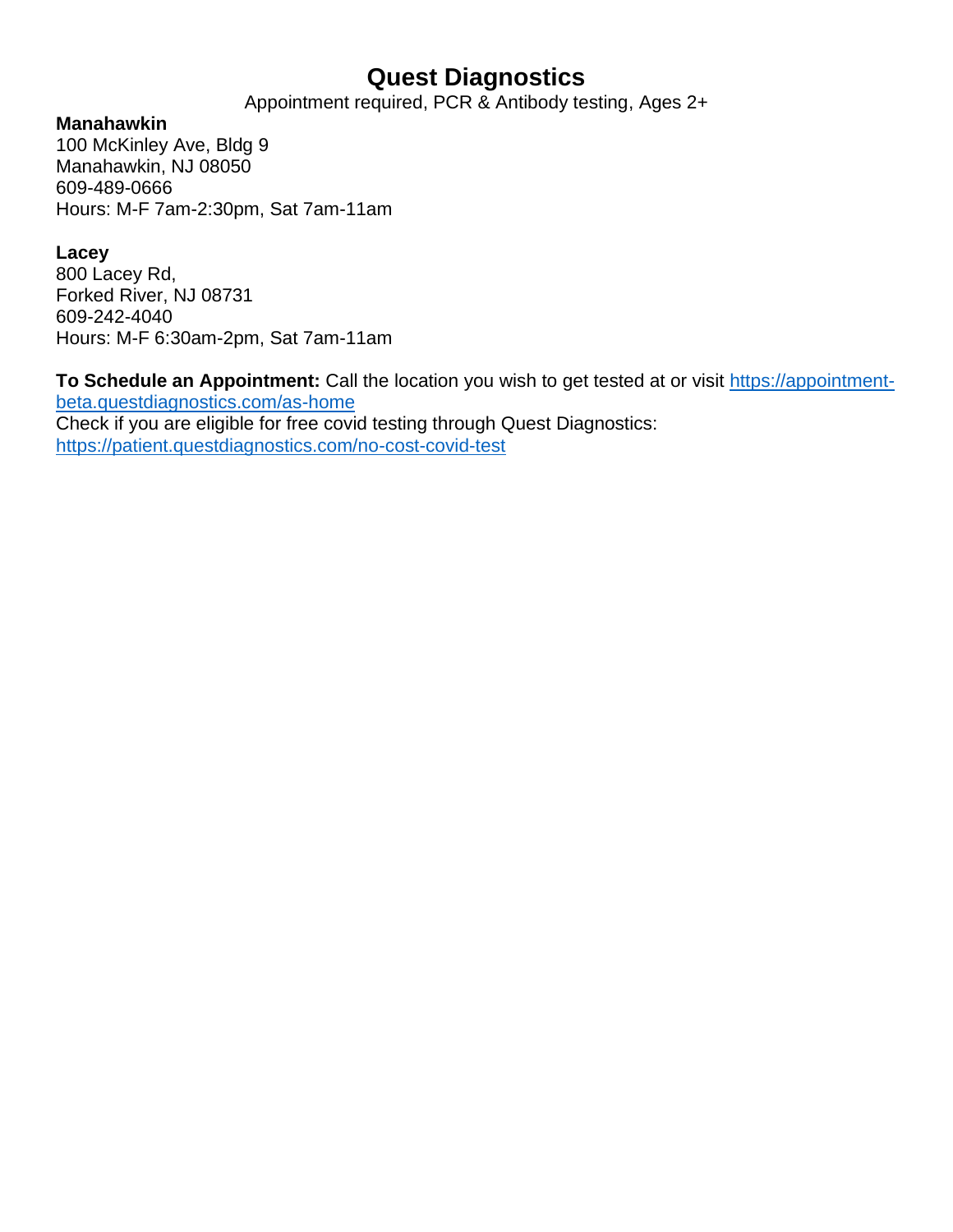# Quest Diagnostics

Appointment required, PCR & Antibody testing, Ages 2+

**Manahawkin**
100 McKinley Ave, Bldg 9
Manahawkin, NJ 08050
609-489-0666
Hours: M-F 7am-2:30pm, Sat 7am-11am

**Lacey**
800 Lacey Rd,
Forked River, NJ 08731
609-242-4040
Hours: M-F 6:30am-2pm, Sat 7am-11am

**To Schedule an Appointment:** Call the location you wish to get tested at or visit https://appointment-beta.questdiagnostics.com/as-home
Check if you are eligible for free covid testing through Quest Diagnostics: https://patient.questdiagnostics.com/no-cost-covid-test